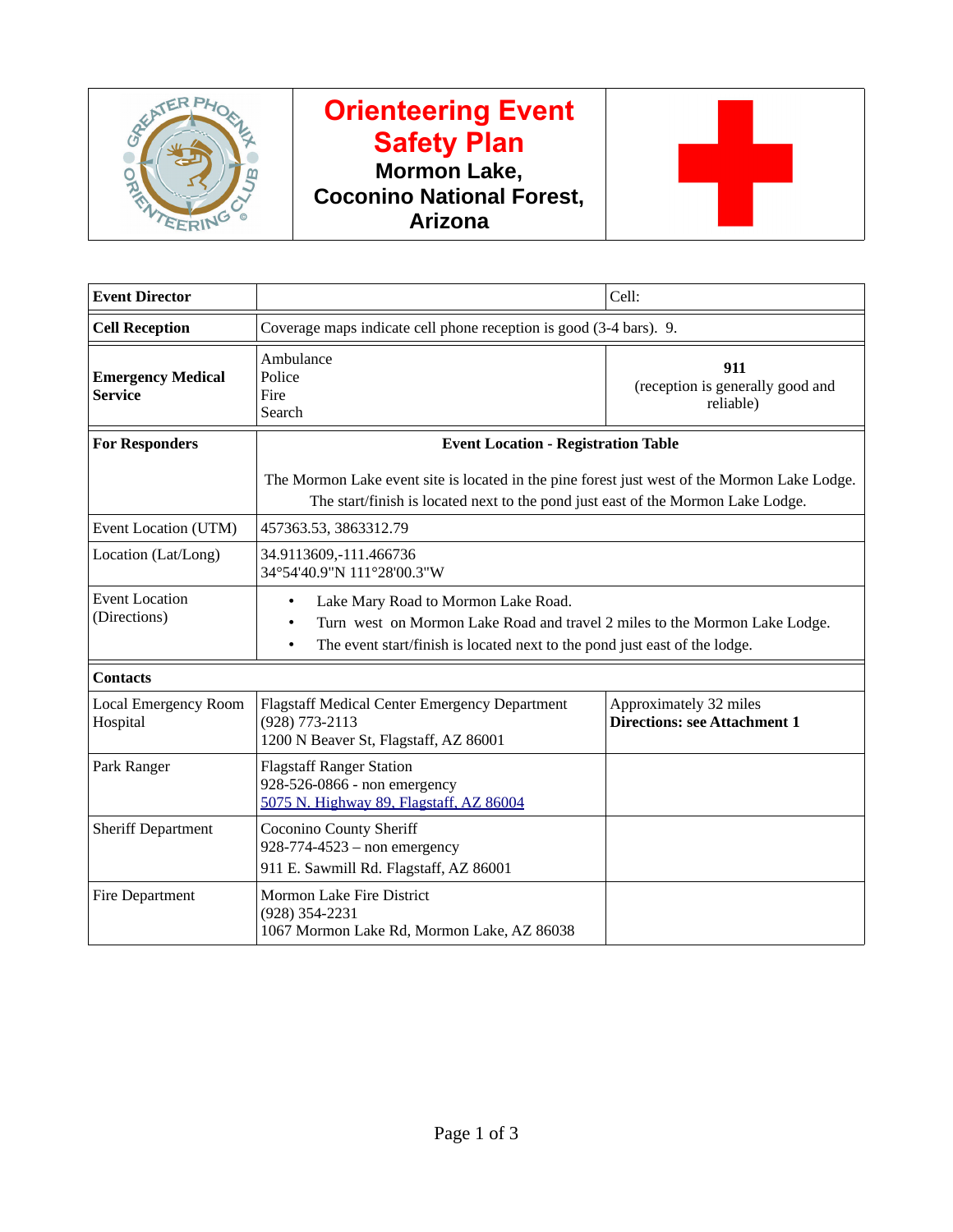# Orienteering Event Safety Plan

## Mormon Lake, Coconino National Forest, Arizona

| **Event Director** | | Cell: |
|---|---|---|
| **Cell Reception** | Coverage maps indicate cell phone reception is good (3-4 bars). 9. | |
| **Emergency Medical Service** | Ambulance<br>Police<br>Fire<br>Search | **911**<br>(reception is generally good and reliable) |
| **For Responders** | **Event Location - Registration Table**<br><br>The Mormon Lake event site is located in the pine forest just west of the Mormon Lake Lodge. The start/finish is located next to the pond just east of the Mormon Lake Lodge. | |
| Event Location (UTM) | 457363.53, 3863312.79 | |
| Location (Lat/Long) | 34.9113609,-111.466736<br>34°54'40.9"N 111°28'00.3"W | |
| Event Location (Directions) | • Lake Mary Road to Mormon Lake Road.<br>• Turn west on Mormon Lake Road and travel 2 miles to the Mormon Lake Lodge.<br>• The event start/finish is located next to the pond just east of the lodge. | |
| **Contacts** | | |
| Local Emergency Room Hospital | Flagstaff Medical Center Emergency Department<br>(928) 773-2113<br>1200 N Beaver St, Flagstaff, AZ 86001 | Approximately 32 miles<br>**Directions: see Attachment 1** |
| Park Ranger | Flagstaff Ranger Station<br>928-526-0866 - non emergency<br>5075 N. Highway 89, Flagstaff, AZ 86004 | |
| Sheriff Department | Coconino County Sheriff<br>928-774-4523 – non emergency<br>911 E. Sawmill Rd. Flagstaff, AZ 86001 | |
| Fire Department | Mormon Lake Fire District<br>(928) 354-2231<br>1067 Mormon Lake Rd, Mormon Lake, AZ 86038 | |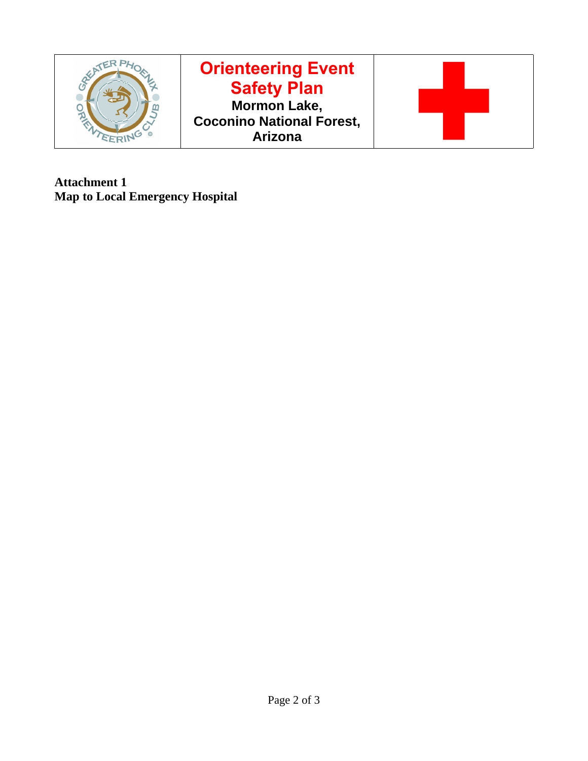| GREATER PHOENIX ORIENTEERING CLUB © | **Orienteering Event Safety Plan** **Mormon Lake, Coconino National Forest, Arizona** | |
|---|---|---|

**Attachment 1**
**Map to Local Emergency Hospital**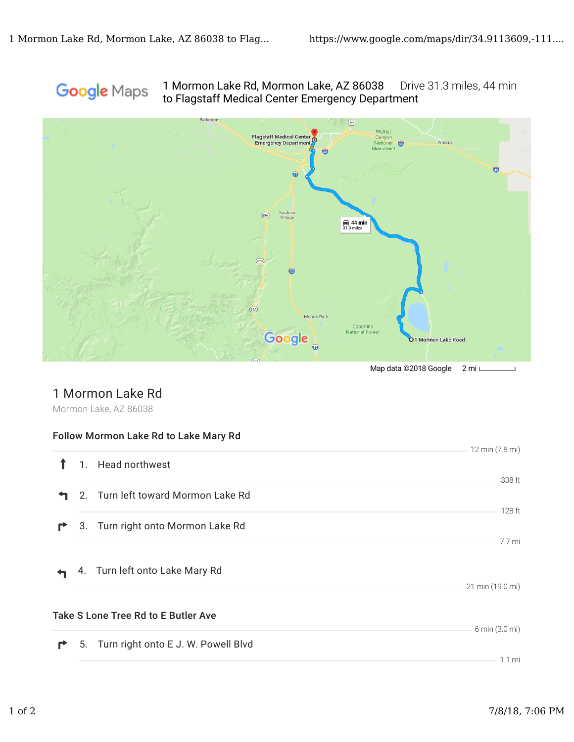Google Maps 1 Mormon Lake Rd, Mormon Lake, AZ 86038 to Flagstaff Medical Center Emergency Department — Drive 31.3 miles, 44 min

Map data ©2018 Google 2 mi

## 1 Mormon Lake Rd

Mormon Lake, AZ 86038

### Follow Mormon Lake Rd to Lake Mary Rd

12 min (7.8 mi)

1. Head northwest

338 ft

2. Turn left toward Mormon Lake Rd

128 ft

3. Turn right onto Mormon Lake Rd

7.7 mi

4. Turn left onto Lake Mary Rd

21 min (19.0 mi)

### Take S Lone Tree Rd to E Butler Ave

6 min (3.0 mi)

5. Turn right onto E J. W. Powell Blvd

1.1 mi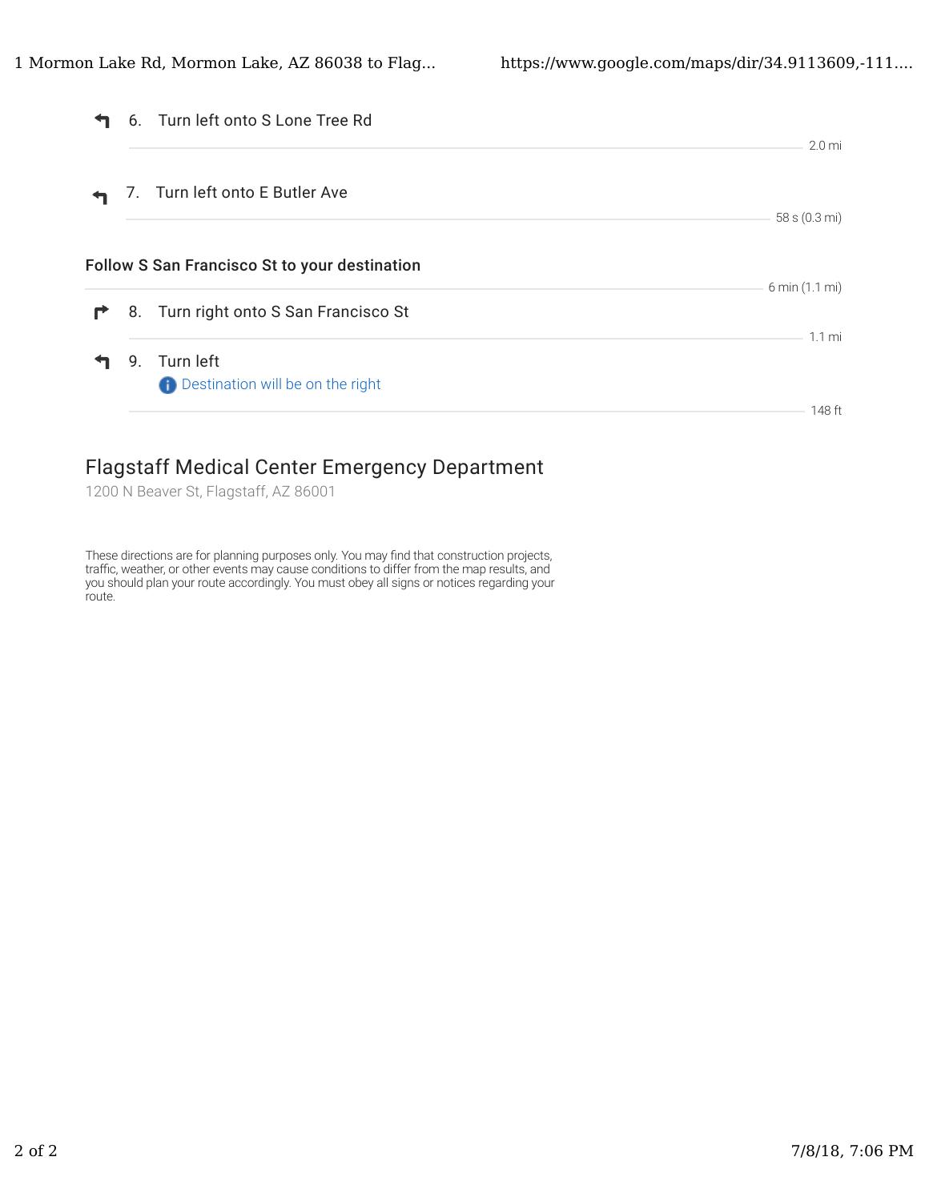6. Turn left onto S Lone Tree Rd

2.0 mi

7. Turn left onto E Butler Ave

58 s (0.3 mi)

**Follow S San Francisco St to your destination**

6 min (1.1 mi)

8. Turn right onto S San Francisco St

1.1 mi

9. Turn left

Destination will be on the right

148 ft

## Flagstaff Medical Center Emergency Department

1200 N Beaver St, Flagstaff, AZ 86001

These directions are for planning purposes only. You may find that construction projects, traffic, weather, or other events may cause conditions to differ from the map results, and you should plan your route accordingly. You must obey all signs or notices regarding your route.